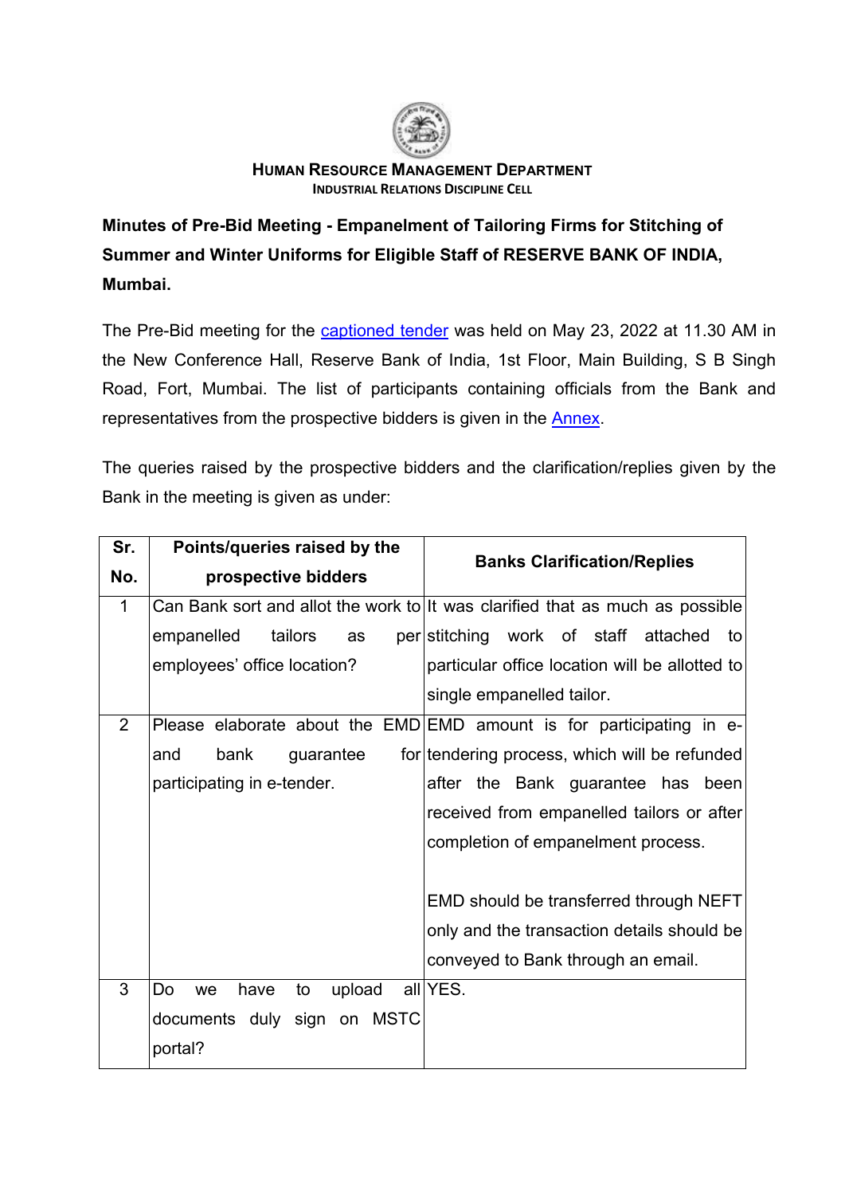**HUMAN RESOURCE MANAGEMENT DEPARTMENT**
**INDUSTRIAL RELATIONS DISCIPLINE CELL**

**Minutes of Pre-Bid Meeting - Empanelment of Tailoring Firms for Stitching of Summer and Winter Uniforms for Eligible Staff of RESERVE BANK OF INDIA, Mumbai.**

The Pre-Bid meeting for the captioned tender was held on May 23, 2022 at 11.30 AM in the New Conference Hall, Reserve Bank of India, 1st Floor, Main Building, S B Singh Road, Fort, Mumbai. The list of participants containing officials from the Bank and representatives from the prospective bidders is given in the Annex.

The queries raised by the prospective bidders and the clarification/replies given by the Bank in the meeting is given as under:

| Sr. No. | Points/queries raised by the prospective bidders | Banks Clarification/Replies |
|---|---|---|
| 1 | Can Bank sort and allot the work to empanelled tailors as per employees' office location? | It was clarified that as much as possible stitching work of staff attached to particular office location will be allotted to single empanelled tailor. |
| 2 | Please elaborate about the EMD and bank guarantee for participating in e-tender. | EMD amount is for participating in e-tendering process, which will be refunded after the Bank guarantee has been received from empanelled tailors or after completion of empanelment process.<br><br>EMD should be transferred through NEFT only and the transaction details should be conveyed to Bank through an email. |
| 3 | Do we have to upload all documents duly sign on MSTC portal? | YES. |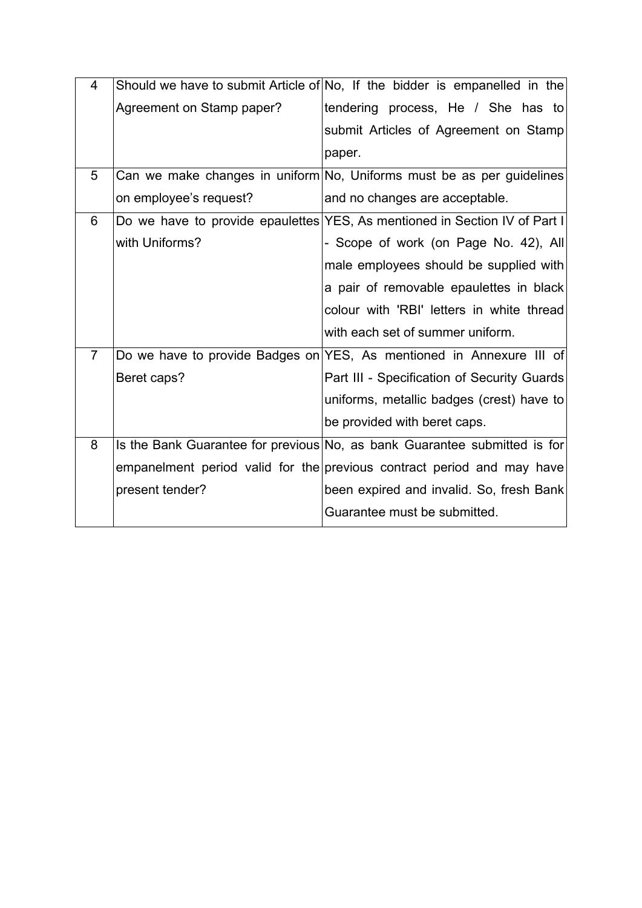| 4 | Should we have to submit Article of Agreement on Stamp paper? | No, If the bidder is empanelled in the tendering process, He / She has to submit Articles of Agreement on Stamp paper. |
|---|---|---|
| 5 | Can we make changes in uniform on employee's request? | No, Uniforms must be as per guidelines and no changes are acceptable. |
| 6 | Do we have to provide epaulettes with Uniforms? | YES, As mentioned in Section IV of Part I - Scope of work (on Page No. 42), All male employees should be supplied with a pair of removable epaulettes in black colour with 'RBI' letters in white thread with each set of summer uniform. |
| 7 | Do we have to provide Badges on Beret caps? | YES, As mentioned in Annexure III of Part III - Specification of Security Guards uniforms, metallic badges (crest) have to be provided with beret caps. |
| 8 | Is the Bank Guarantee for previous empanelment period valid for the present tender? | No, as bank Guarantee submitted is for previous contract period and may have been expired and invalid. So, fresh Bank Guarantee must be submitted. |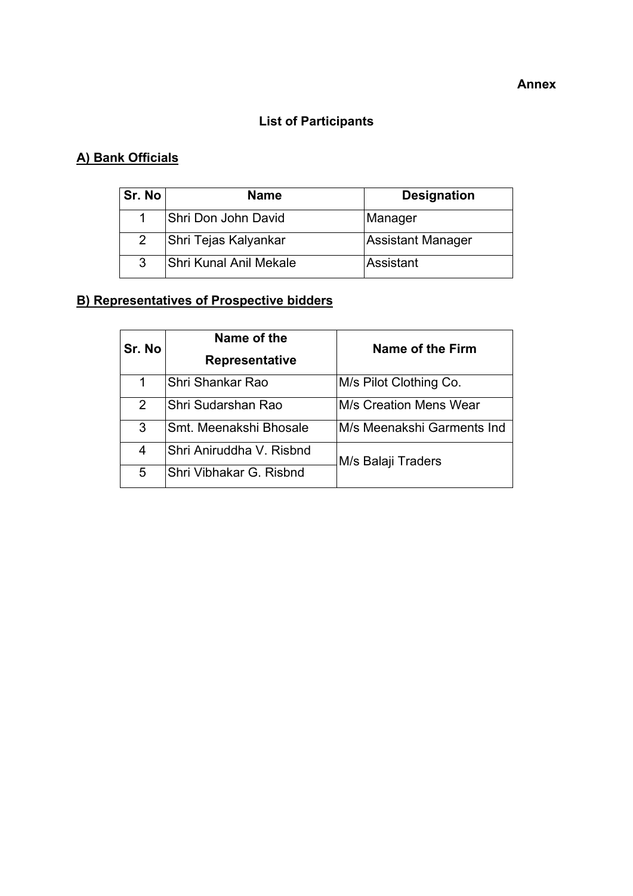**Annex**

## List of Participants

### A) Bank Officials

| Sr. No | Name | Designation |
|---|---|---|
| 1 | Shri Don John David | Manager |
| 2 | Shri Tejas Kalyankar | Assistant Manager |
| 3 | Shri Kunal Anil Mekale | Assistant |

### B) Representatives of Prospective bidders

| Sr. No | Name of the Representative | Name of the Firm |
|---|---|---|
| 1 | Shri Shankar Rao | M/s Pilot Clothing Co. |
| 2 | Shri Sudarshan Rao | M/s Creation Mens Wear |
| 3 | Smt. Meenakshi Bhosale | M/s Meenakshi Garments Ind |
| 4 | Shri Aniruddha V. Risbnd | M/s Balaji Traders |
| 5 | Shri Vibhakar G. Risbnd | |